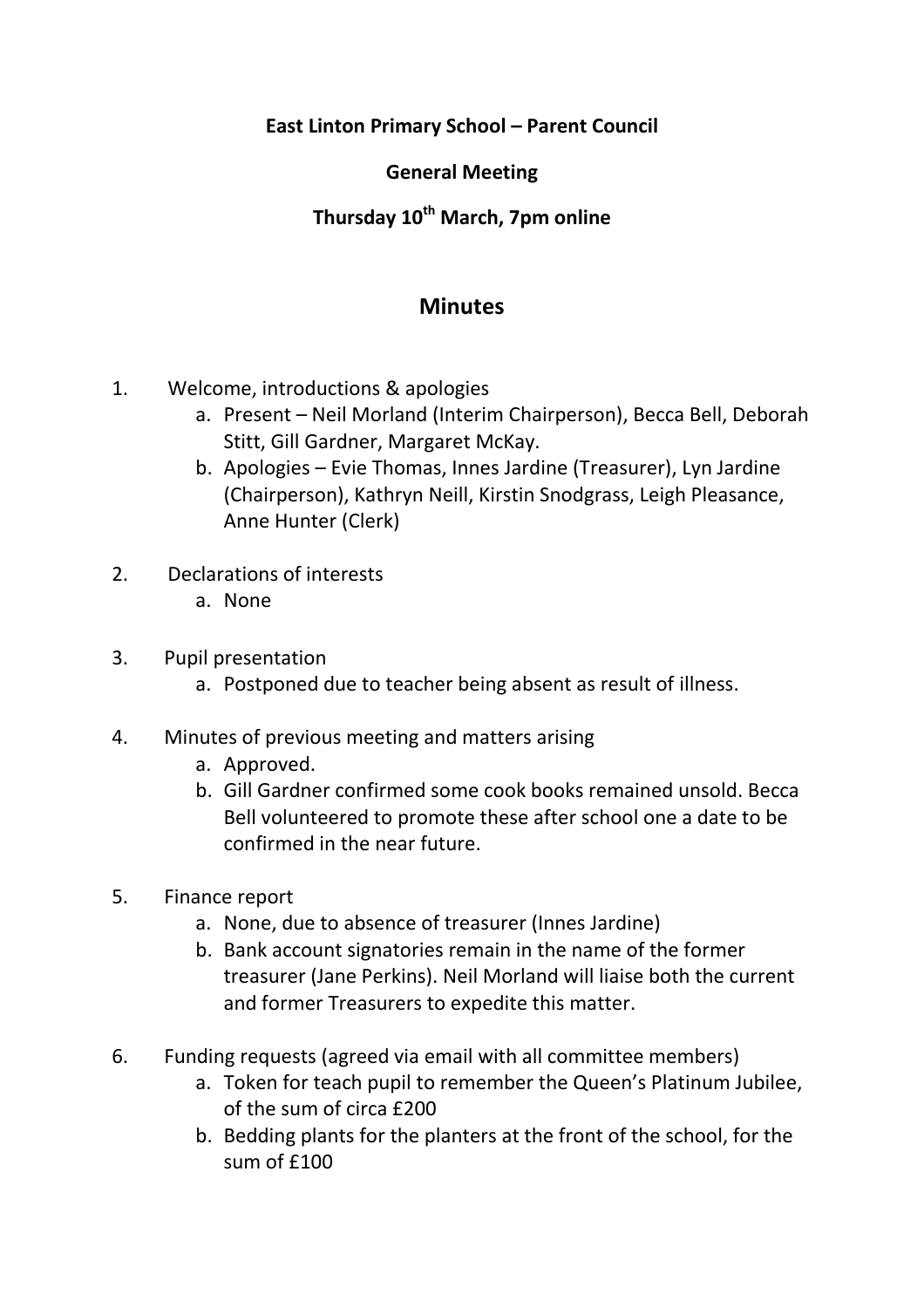**East Linton Primary School – Parent Council**

**General Meeting**

**Thursday 10th March, 7pm online**

# Minutes

1. Welcome, introductions & apologies
    a. Present – Neil Morland (Interim Chairperson), Becca Bell, Deborah Stitt, Gill Gardner, Margaret McKay.
    b. Apologies – Evie Thomas, Innes Jardine (Treasurer), Lyn Jardine (Chairperson), Kathryn Neill, Kirstin Snodgrass, Leigh Pleasance, Anne Hunter (Clerk)

2. Declarations of interests
    a. None

3. Pupil presentation
    a. Postponed due to teacher being absent as result of illness.

4. Minutes of previous meeting and matters arising
    a. Approved.
    b. Gill Gardner confirmed some cook books remained unsold. Becca Bell volunteered to promote these after school one a date to be confirmed in the near future.

5. Finance report
    a. None, due to absence of treasurer (Innes Jardine)
    b. Bank account signatories remain in the name of the former treasurer (Jane Perkins). Neil Morland will liaise both the current and former Treasurers to expedite this matter.

6. Funding requests (agreed via email with all committee members)
    a. Token for teach pupil to remember the Queen's Platinum Jubilee, of the sum of circa £200
    b. Bedding plants for the planters at the front of the school, for the sum of £100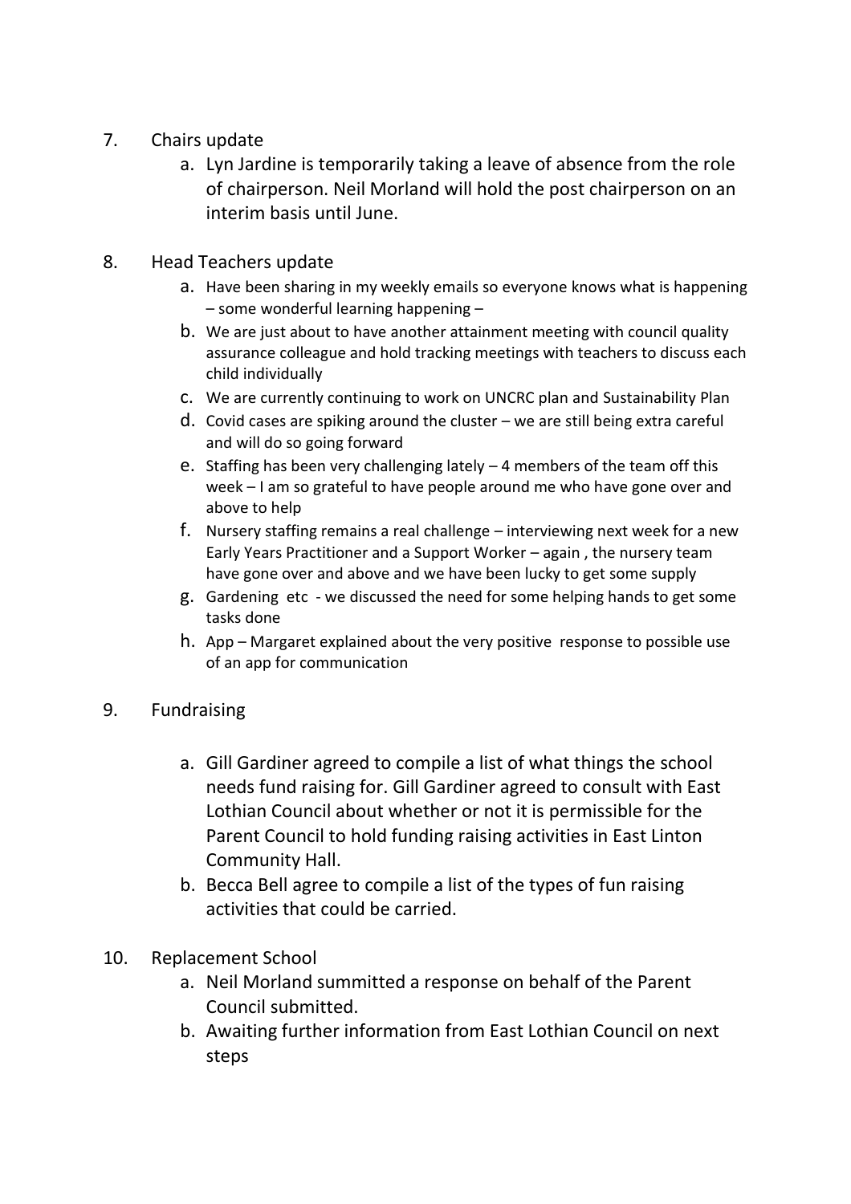7. Chairs update
    a. Lyn Jardine is temporarily taking a leave of absence from the role of chairperson. Neil Morland will hold the post chairperson on an interim basis until June.

8. Head Teachers update
    a. Have been sharing in my weekly emails so everyone knows what is happening – some wonderful learning happening –
    b. We are just about to have another attainment meeting with council quality assurance colleague and hold tracking meetings with teachers to discuss each child individually
    c. We are currently continuing to work on UNCRC plan and Sustainability Plan
    d. Covid cases are spiking around the cluster – we are still being extra careful and will do so going forward
    e. Staffing has been very challenging lately – 4 members of the team off this week – I am so grateful to have people around me who have gone over and above to help
    f. Nursery staffing remains a real challenge – interviewing next week for a new Early Years Practitioner and a Support Worker – again , the nursery team have gone over and above and we have been lucky to get some supply
    g. Gardening etc - we discussed the need for some helping hands to get some tasks done
    h. App – Margaret explained about the very positive response to possible use of an app for communication

9. Fundraising
    a. Gill Gardiner agreed to compile a list of what things the school needs fund raising for. Gill Gardiner agreed to consult with East Lothian Council about whether or not it is permissible for the Parent Council to hold funding raising activities in East Linton Community Hall.
    b. Becca Bell agree to compile a list of the types of fun raising activities that could be carried.

10. Replacement School
    a. Neil Morland summitted a response on behalf of the Parent Council submitted.
    b. Awaiting further information from East Lothian Council on next steps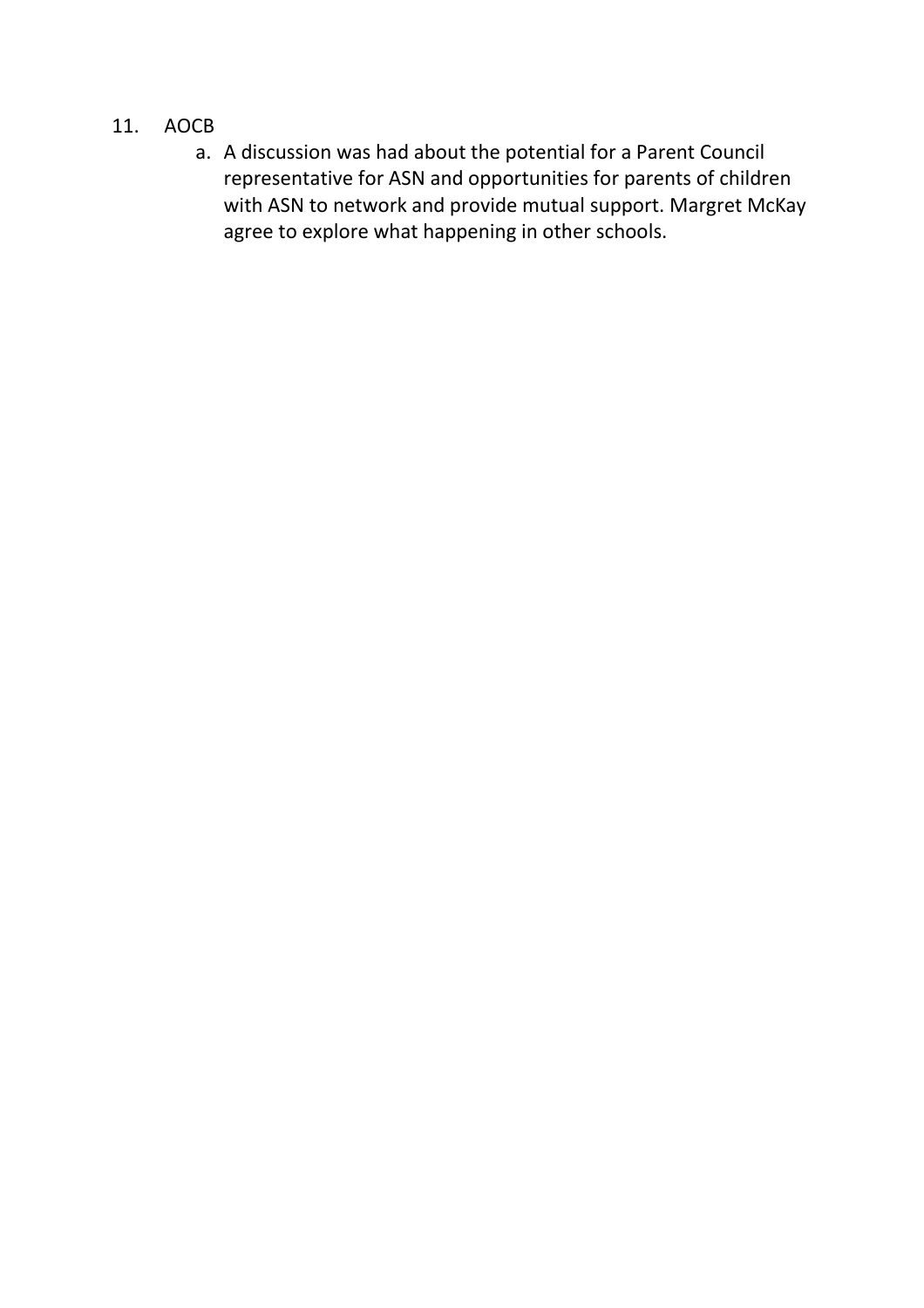11. AOCB

    a. A discussion was had about the potential for a Parent Council representative for ASN and opportunities for parents of children with ASN to network and provide mutual support. Margret McKay agree to explore what happening in other schools.